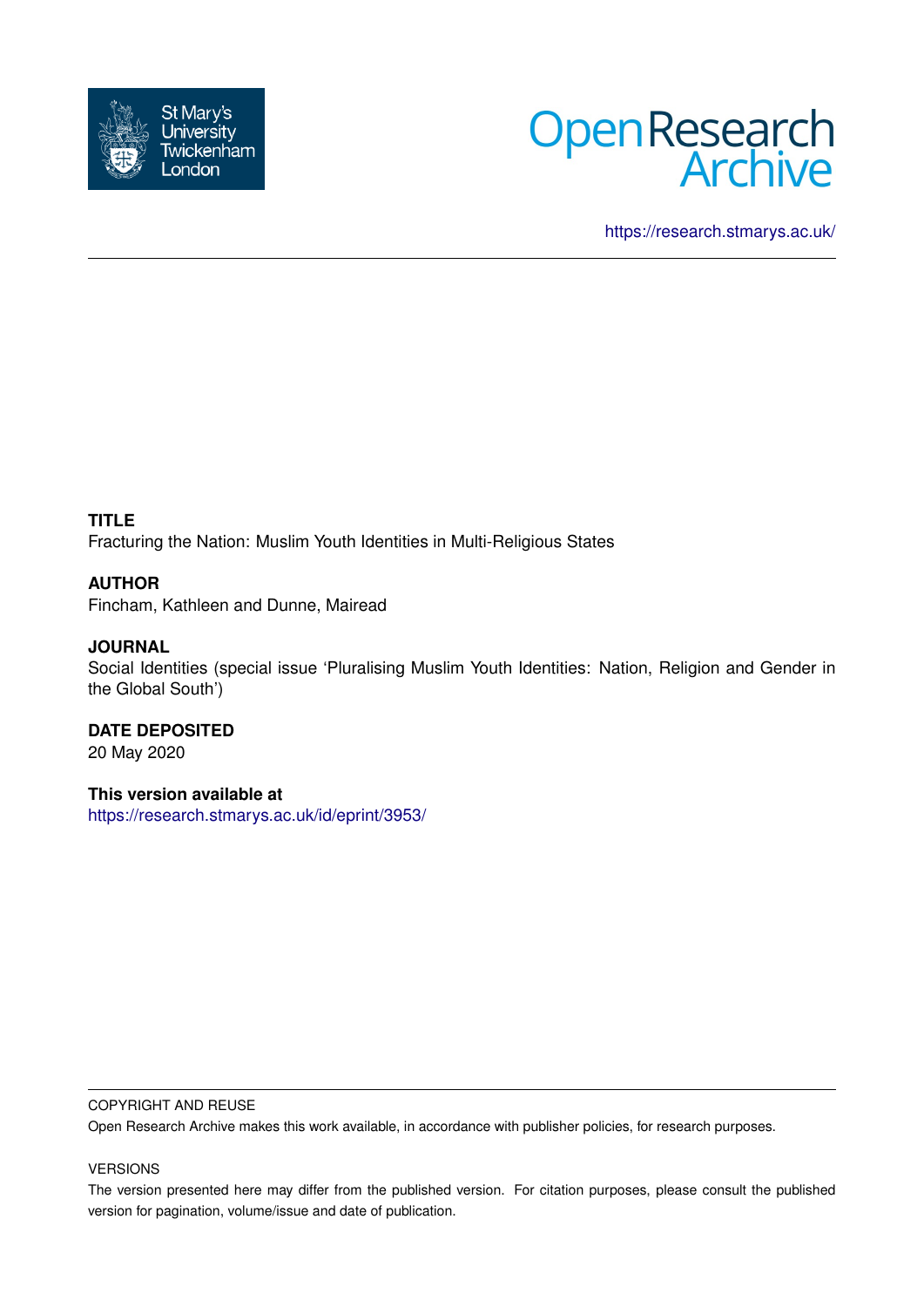St Mary's University Twickenham London

# Open Research Archive

https://research.stmarys.ac.uk/

**TITLE**

Fracturing the Nation: Muslim Youth Identities in Multi-Religious States

**AUTHOR**

Fincham, Kathleen and Dunne, Mairead

**JOURNAL**

Social Identities (special issue 'Pluralising Muslim Youth Identities: Nation, Religion and Gender in the Global South')

**DATE DEPOSITED**

20 May 2020

**This version available at**

https://research.stmarys.ac.uk/id/eprint/3953/

COPYRIGHT AND REUSE

Open Research Archive makes this work available, in accordance with publisher policies, for research purposes.

VERSIONS

The version presented here may differ from the published version. For citation purposes, please consult the published version for pagination, volume/issue and date of publication.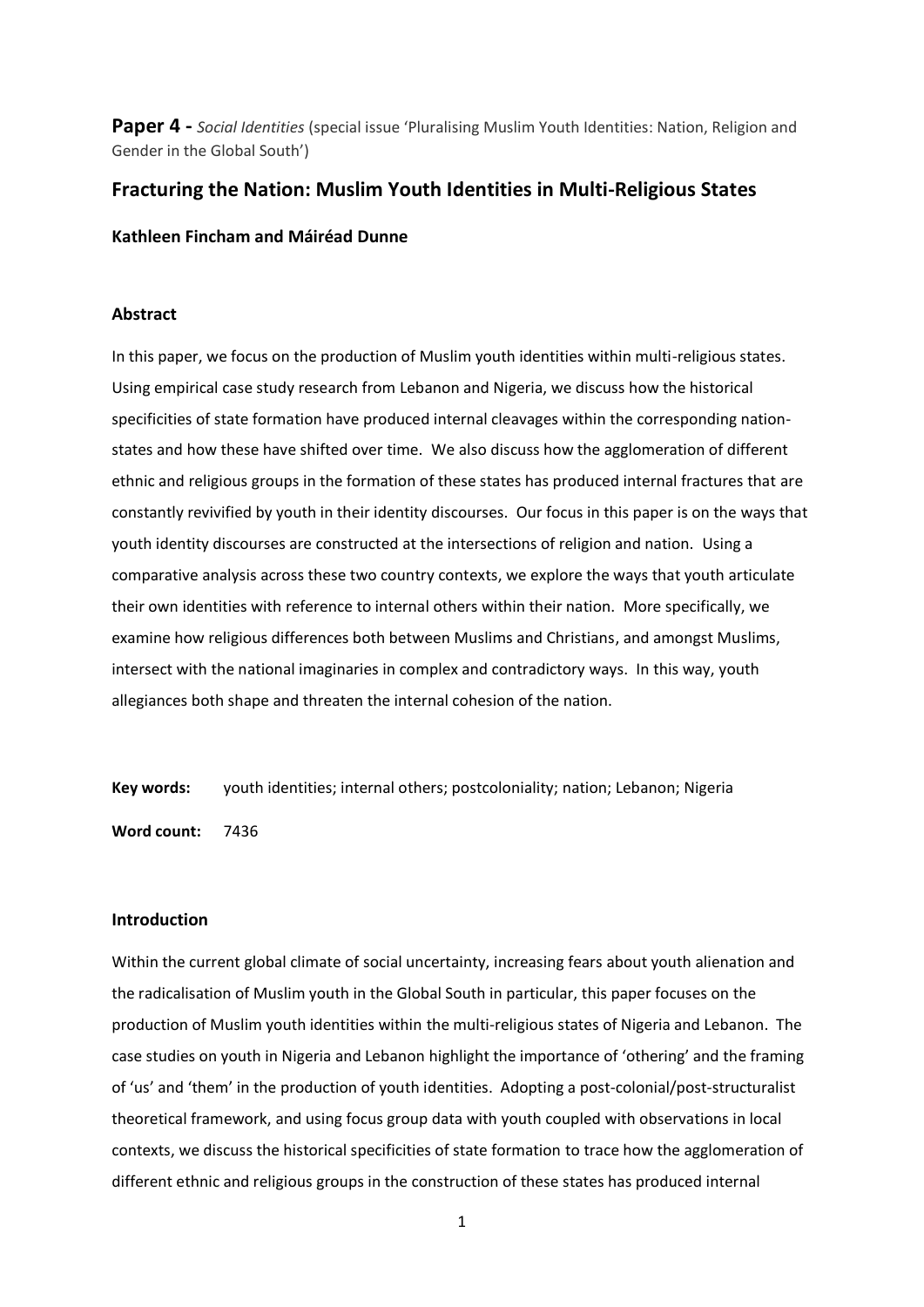**Paper 4 -** *Social Identities* (special issue 'Pluralising Muslim Youth Identities: Nation, Religion and Gender in the Global South')

# Fracturing the Nation: Muslim Youth Identities in Multi-Religious States

**Kathleen Fincham and Máiréad Dunne**

## Abstract

In this paper, we focus on the production of Muslim youth identities within multi-religious states. Using empirical case study research from Lebanon and Nigeria, we discuss how the historical specificities of state formation have produced internal cleavages within the corresponding nation-states and how these have shifted over time. We also discuss how the agglomeration of different ethnic and religious groups in the formation of these states has produced internal fractures that are constantly revivified by youth in their identity discourses. Our focus in this paper is on the ways that youth identity discourses are constructed at the intersections of religion and nation. Using a comparative analysis across these two country contexts, we explore the ways that youth articulate their own identities with reference to internal others within their nation. More specifically, we examine how religious differences both between Muslims and Christians, and amongst Muslims, intersect with the national imaginaries in complex and contradictory ways. In this way, youth allegiances both shape and threaten the internal cohesion of the nation.

**Key words:** youth identities; internal others; postcoloniality; nation; Lebanon; Nigeria

**Word count:** 7436

## Introduction

Within the current global climate of social uncertainty, increasing fears about youth alienation and the radicalisation of Muslim youth in the Global South in particular, this paper focuses on the production of Muslim youth identities within the multi-religious states of Nigeria and Lebanon. The case studies on youth in Nigeria and Lebanon highlight the importance of 'othering' and the framing of 'us' and 'them' in the production of youth identities. Adopting a post-colonial/post-structuralist theoretical framework, and using focus group data with youth coupled with observations in local contexts, we discuss the historical specificities of state formation to trace how the agglomeration of different ethnic and religious groups in the construction of these states has produced internal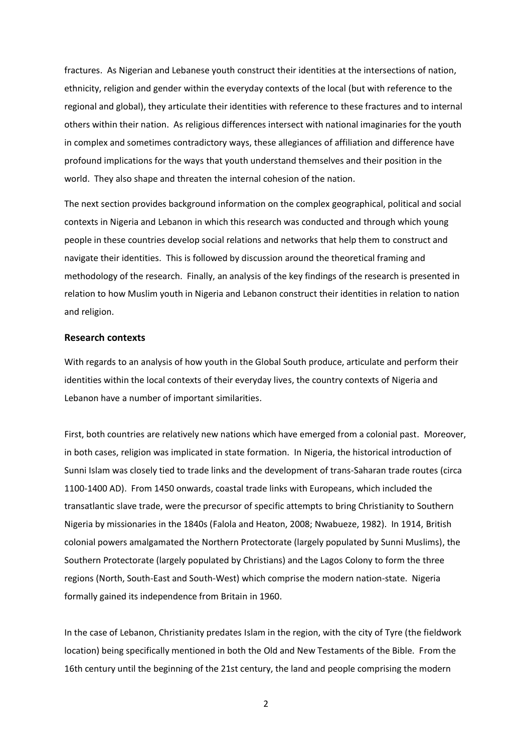fractures. As Nigerian and Lebanese youth construct their identities at the intersections of nation, ethnicity, religion and gender within the everyday contexts of the local (but with reference to the regional and global), they articulate their identities with reference to these fractures and to internal others within their nation. As religious differences intersect with national imaginaries for the youth in complex and sometimes contradictory ways, these allegiances of affiliation and difference have profound implications for the ways that youth understand themselves and their position in the world. They also shape and threaten the internal cohesion of the nation.

The next section provides background information on the complex geographical, political and social contexts in Nigeria and Lebanon in which this research was conducted and through which young people in these countries develop social relations and networks that help them to construct and navigate their identities. This is followed by discussion around the theoretical framing and methodology of the research. Finally, an analysis of the key findings of the research is presented in relation to how Muslim youth in Nigeria and Lebanon construct their identities in relation to nation and religion.

## Research contexts

With regards to an analysis of how youth in the Global South produce, articulate and perform their identities within the local contexts of their everyday lives, the country contexts of Nigeria and Lebanon have a number of important similarities.

First, both countries are relatively new nations which have emerged from a colonial past. Moreover, in both cases, religion was implicated in state formation. In Nigeria, the historical introduction of Sunni Islam was closely tied to trade links and the development of trans-Saharan trade routes (circa 1100-1400 AD). From 1450 onwards, coastal trade links with Europeans, which included the transatlantic slave trade, were the precursor of specific attempts to bring Christianity to Southern Nigeria by missionaries in the 1840s (Falola and Heaton, 2008; Nwabueze, 1982). In 1914, British colonial powers amalgamated the Northern Protectorate (largely populated by Sunni Muslims), the Southern Protectorate (largely populated by Christians) and the Lagos Colony to form the three regions (North, South-East and South-West) which comprise the modern nation-state. Nigeria formally gained its independence from Britain in 1960.

In the case of Lebanon, Christianity predates Islam in the region, with the city of Tyre (the fieldwork location) being specifically mentioned in both the Old and New Testaments of the Bible. From the 16th century until the beginning of the 21st century, the land and people comprising the modern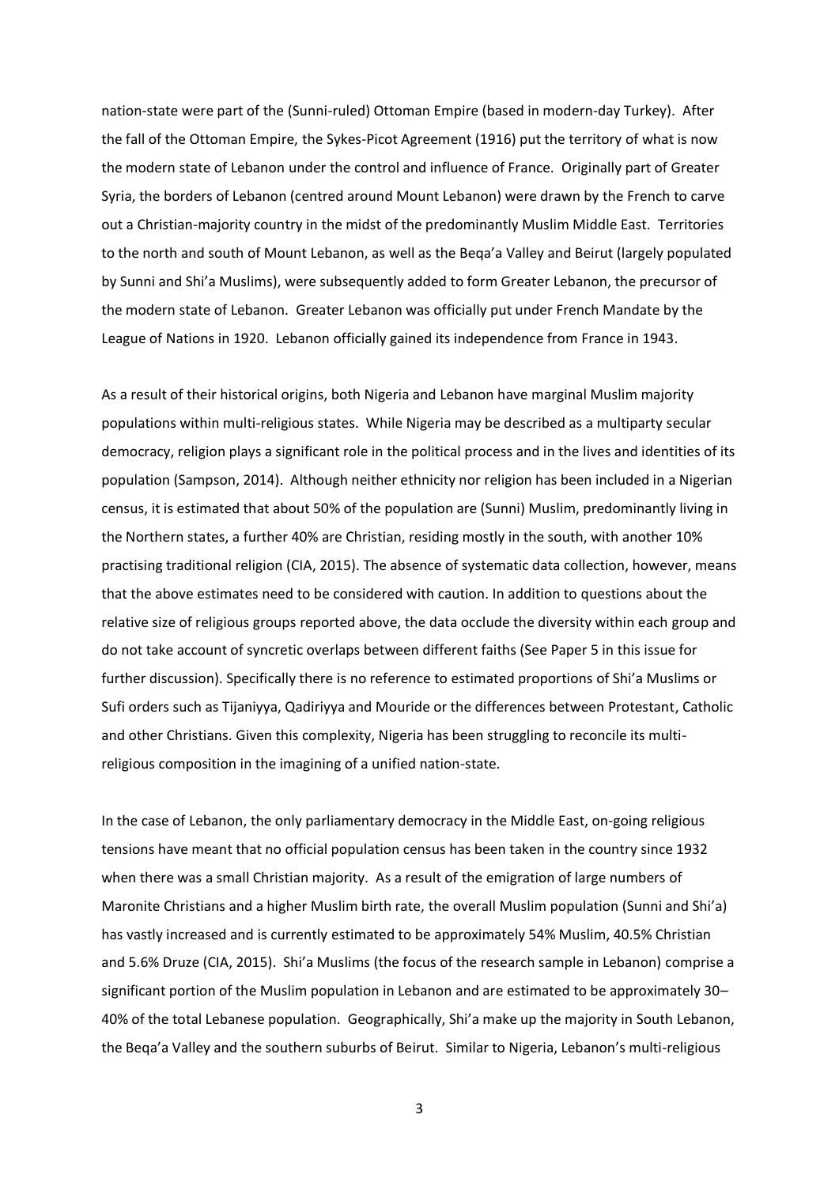nation-state were part of the (Sunni-ruled) Ottoman Empire (based in modern-day Turkey). After the fall of the Ottoman Empire, the Sykes-Picot Agreement (1916) put the territory of what is now the modern state of Lebanon under the control and influence of France. Originally part of Greater Syria, the borders of Lebanon (centred around Mount Lebanon) were drawn by the French to carve out a Christian-majority country in the midst of the predominantly Muslim Middle East. Territories to the north and south of Mount Lebanon, as well as the Beqa'a Valley and Beirut (largely populated by Sunni and Shi'a Muslims), were subsequently added to form Greater Lebanon, the precursor of the modern state of Lebanon. Greater Lebanon was officially put under French Mandate by the League of Nations in 1920. Lebanon officially gained its independence from France in 1943.

As a result of their historical origins, both Nigeria and Lebanon have marginal Muslim majority populations within multi-religious states. While Nigeria may be described as a multiparty secular democracy, religion plays a significant role in the political process and in the lives and identities of its population (Sampson, 2014). Although neither ethnicity nor religion has been included in a Nigerian census, it is estimated that about 50% of the population are (Sunni) Muslim, predominantly living in the Northern states, a further 40% are Christian, residing mostly in the south, with another 10% practising traditional religion (CIA, 2015). The absence of systematic data collection, however, means that the above estimates need to be considered with caution. In addition to questions about the relative size of religious groups reported above, the data occlude the diversity within each group and do not take account of syncretic overlaps between different faiths (See Paper 5 in this issue for further discussion). Specifically there is no reference to estimated proportions of Shi'a Muslims or Sufi orders such as Tijaniyya, Qadiriyya and Mouride or the differences between Protestant, Catholic and other Christians. Given this complexity, Nigeria has been struggling to reconcile its multi-religious composition in the imagining of a unified nation-state.

In the case of Lebanon, the only parliamentary democracy in the Middle East, on-going religious tensions have meant that no official population census has been taken in the country since 1932 when there was a small Christian majority. As a result of the emigration of large numbers of Maronite Christians and a higher Muslim birth rate, the overall Muslim population (Sunni and Shi'a) has vastly increased and is currently estimated to be approximately 54% Muslim, 40.5% Christian and 5.6% Druze (CIA, 2015). Shi'a Muslims (the focus of the research sample in Lebanon) comprise a significant portion of the Muslim population in Lebanon and are estimated to be approximately 30–40% of the total Lebanese population. Geographically, Shi'a make up the majority in South Lebanon, the Beqa'a Valley and the southern suburbs of Beirut. Similar to Nigeria, Lebanon's multi-religious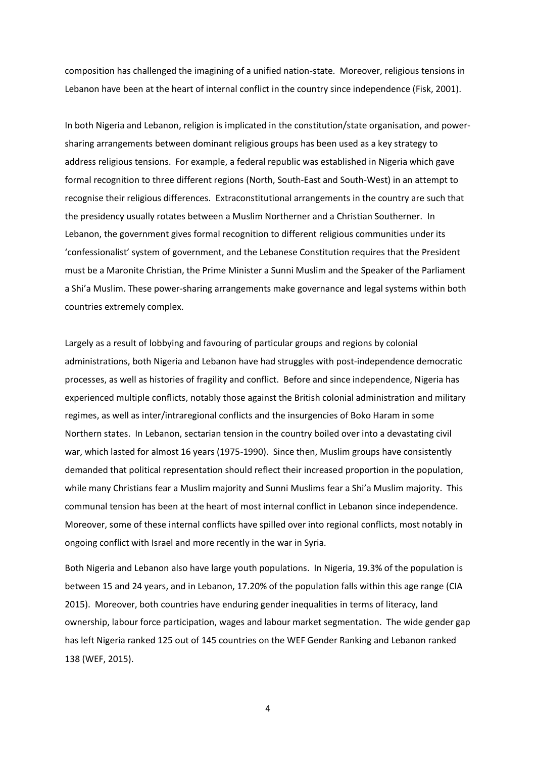composition has challenged the imagining of a unified nation-state. Moreover, religious tensions in Lebanon have been at the heart of internal conflict in the country since independence (Fisk, 2001).

In both Nigeria and Lebanon, religion is implicated in the constitution/state organisation, and power-sharing arrangements between dominant religious groups has been used as a key strategy to address religious tensions. For example, a federal republic was established in Nigeria which gave formal recognition to three different regions (North, South-East and South-West) in an attempt to recognise their religious differences. Extraconstitutional arrangements in the country are such that the presidency usually rotates between a Muslim Northerner and a Christian Southerner. In Lebanon, the government gives formal recognition to different religious communities under its 'confessionalist' system of government, and the Lebanese Constitution requires that the President must be a Maronite Christian, the Prime Minister a Sunni Muslim and the Speaker of the Parliament a Shi'a Muslim. These power-sharing arrangements make governance and legal systems within both countries extremely complex.

Largely as a result of lobbying and favouring of particular groups and regions by colonial administrations, both Nigeria and Lebanon have had struggles with post-independence democratic processes, as well as histories of fragility and conflict. Before and since independence, Nigeria has experienced multiple conflicts, notably those against the British colonial administration and military regimes, as well as inter/intraregional conflicts and the insurgencies of Boko Haram in some Northern states. In Lebanon, sectarian tension in the country boiled over into a devastating civil war, which lasted for almost 16 years (1975-1990). Since then, Muslim groups have consistently demanded that political representation should reflect their increased proportion in the population, while many Christians fear a Muslim majority and Sunni Muslims fear a Shi'a Muslim majority. This communal tension has been at the heart of most internal conflict in Lebanon since independence. Moreover, some of these internal conflicts have spilled over into regional conflicts, most notably in ongoing conflict with Israel and more recently in the war in Syria.

Both Nigeria and Lebanon also have large youth populations. In Nigeria, 19.3% of the population is between 15 and 24 years, and in Lebanon, 17.20% of the population falls within this age range (CIA 2015). Moreover, both countries have enduring gender inequalities in terms of literacy, land ownership, labour force participation, wages and labour market segmentation. The wide gender gap has left Nigeria ranked 125 out of 145 countries on the WEF Gender Ranking and Lebanon ranked 138 (WEF, 2015).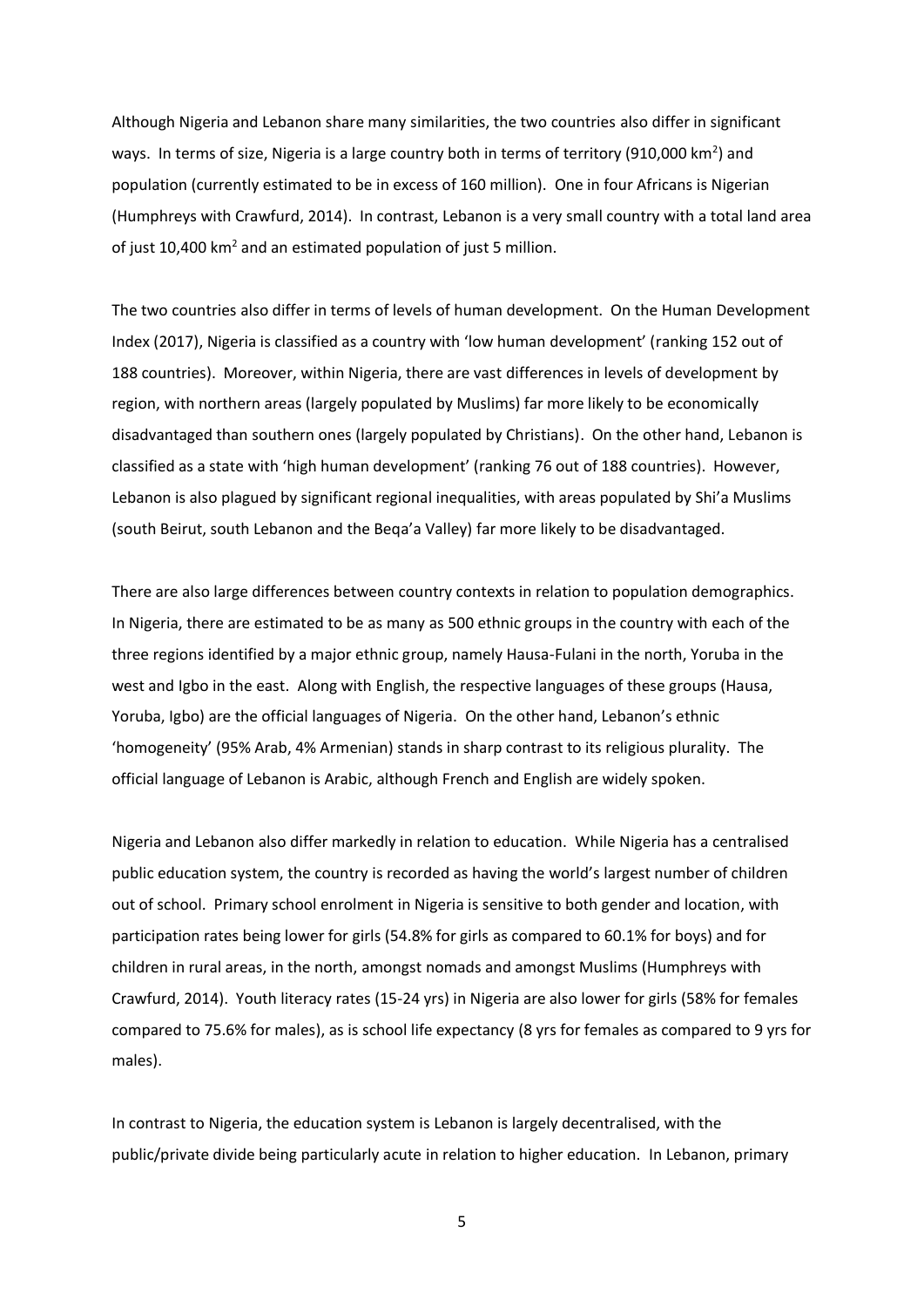Although Nigeria and Lebanon share many similarities, the two countries also differ in significant ways. In terms of size, Nigeria is a large country both in terms of territory (910,000 $km^2$) and population (currently estimated to be in excess of 160 million). One in four Africans is Nigerian (Humphreys with Crawfurd, 2014). In contrast, Lebanon is a very small country with a total land area of just 10,400 $km^2$ and an estimated population of just 5 million.

The two countries also differ in terms of levels of human development. On the Human Development Index (2017), Nigeria is classified as a country with 'low human development' (ranking 152 out of 188 countries). Moreover, within Nigeria, there are vast differences in levels of development by region, with northern areas (largely populated by Muslims) far more likely to be economically disadvantaged than southern ones (largely populated by Christians). On the other hand, Lebanon is classified as a state with 'high human development' (ranking 76 out of 188 countries). However, Lebanon is also plagued by significant regional inequalities, with areas populated by Shi'a Muslims (south Beirut, south Lebanon and the Beqa'a Valley) far more likely to be disadvantaged.

There are also large differences between country contexts in relation to population demographics. In Nigeria, there are estimated to be as many as 500 ethnic groups in the country with each of the three regions identified by a major ethnic group, namely Hausa-Fulani in the north, Yoruba in the west and Igbo in the east. Along with English, the respective languages of these groups (Hausa, Yoruba, Igbo) are the official languages of Nigeria. On the other hand, Lebanon's ethnic 'homogeneity' (95% Arab, 4% Armenian) stands in sharp contrast to its religious plurality. The official language of Lebanon is Arabic, although French and English are widely spoken.

Nigeria and Lebanon also differ markedly in relation to education. While Nigeria has a centralised public education system, the country is recorded as having the world's largest number of children out of school. Primary school enrolment in Nigeria is sensitive to both gender and location, with participation rates being lower for girls (54.8% for girls as compared to 60.1% for boys) and for children in rural areas, in the north, amongst nomads and amongst Muslims (Humphreys with Crawfurd, 2014). Youth literacy rates (15-24 yrs) in Nigeria are also lower for girls (58% for females compared to 75.6% for males), as is school life expectancy (8 yrs for females as compared to 9 yrs for males).

In contrast to Nigeria, the education system is Lebanon is largely decentralised, with the public/private divide being particularly acute in relation to higher education. In Lebanon, primary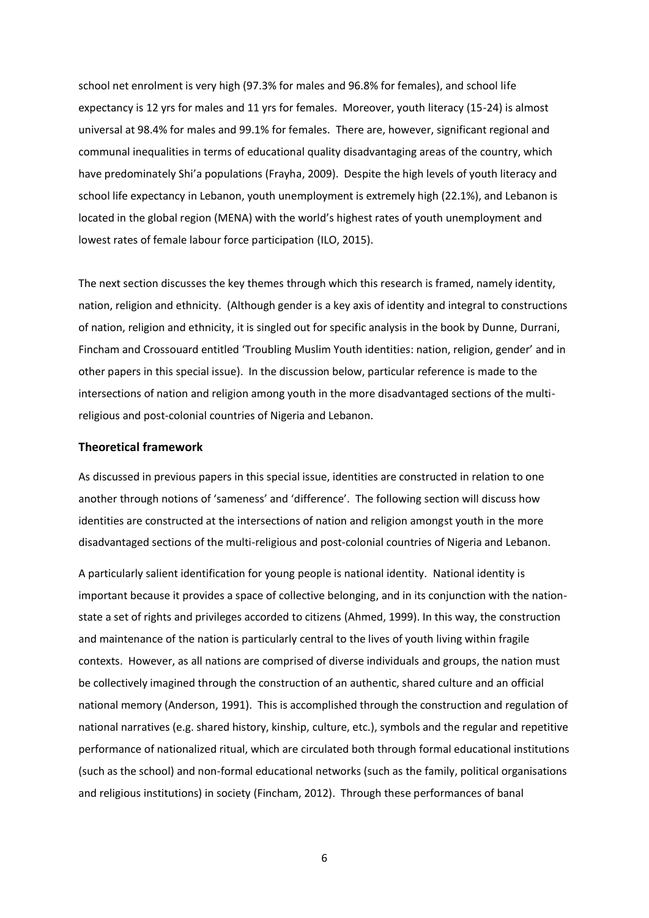school net enrolment is very high (97.3% for males and 96.8% for females), and school life expectancy is 12 yrs for males and 11 yrs for females. Moreover, youth literacy (15-24) is almost universal at 98.4% for males and 99.1% for females. There are, however, significant regional and communal inequalities in terms of educational quality disadvantaging areas of the country, which have predominately Shi'a populations (Frayha, 2009). Despite the high levels of youth literacy and school life expectancy in Lebanon, youth unemployment is extremely high (22.1%), and Lebanon is located in the global region (MENA) with the world's highest rates of youth unemployment and lowest rates of female labour force participation (ILO, 2015).

The next section discusses the key themes through which this research is framed, namely identity, nation, religion and ethnicity. (Although gender is a key axis of identity and integral to constructions of nation, religion and ethnicity, it is singled out for specific analysis in the book by Dunne, Durrani, Fincham and Crossouard entitled 'Troubling Muslim Youth identities: nation, religion, gender' and in other papers in this special issue). In the discussion below, particular reference is made to the intersections of nation and religion among youth in the more disadvantaged sections of the multi-religious and post-colonial countries of Nigeria and Lebanon.

## Theoretical framework

As discussed in previous papers in this special issue, identities are constructed in relation to one another through notions of 'sameness' and 'difference'. The following section will discuss how identities are constructed at the intersections of nation and religion amongst youth in the more disadvantaged sections of the multi-religious and post-colonial countries of Nigeria and Lebanon.

A particularly salient identification for young people is national identity. National identity is important because it provides a space of collective belonging, and in its conjunction with the nation-state a set of rights and privileges accorded to citizens (Ahmed, 1999). In this way, the construction and maintenance of the nation is particularly central to the lives of youth living within fragile contexts. However, as all nations are comprised of diverse individuals and groups, the nation must be collectively imagined through the construction of an authentic, shared culture and an official national memory (Anderson, 1991). This is accomplished through the construction and regulation of national narratives (e.g. shared history, kinship, culture, etc.), symbols and the regular and repetitive performance of nationalized ritual, which are circulated both through formal educational institutions (such as the school) and non-formal educational networks (such as the family, political organisations and religious institutions) in society (Fincham, 2012). Through these performances of banal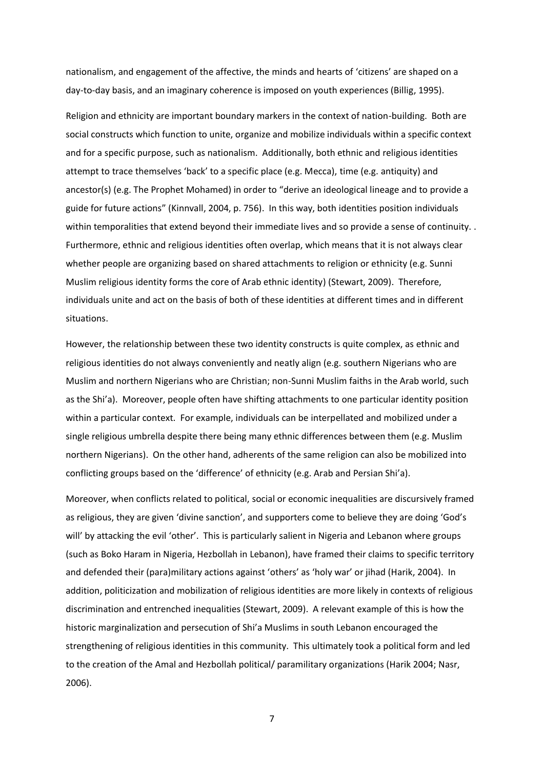nationalism, and engagement of the affective, the minds and hearts of 'citizens' are shaped on a day-to-day basis, and an imaginary coherence is imposed on youth experiences (Billig, 1995).

Religion and ethnicity are important boundary markers in the context of nation-building. Both are social constructs which function to unite, organize and mobilize individuals within a specific context and for a specific purpose, such as nationalism. Additionally, both ethnic and religious identities attempt to trace themselves 'back' to a specific place (e.g. Mecca), time (e.g. antiquity) and ancestor(s) (e.g. The Prophet Mohamed) in order to "derive an ideological lineage and to provide a guide for future actions" (Kinnvall, 2004, p. 756). In this way, both identities position individuals within temporalities that extend beyond their immediate lives and so provide a sense of continuity. . Furthermore, ethnic and religious identities often overlap, which means that it is not always clear whether people are organizing based on shared attachments to religion or ethnicity (e.g. Sunni Muslim religious identity forms the core of Arab ethnic identity) (Stewart, 2009). Therefore, individuals unite and act on the basis of both of these identities at different times and in different situations.

However, the relationship between these two identity constructs is quite complex, as ethnic and religious identities do not always conveniently and neatly align (e.g. southern Nigerians who are Muslim and northern Nigerians who are Christian; non-Sunni Muslim faiths in the Arab world, such as the Shi'a). Moreover, people often have shifting attachments to one particular identity position within a particular context. For example, individuals can be interpellated and mobilized under a single religious umbrella despite there being many ethnic differences between them (e.g. Muslim northern Nigerians). On the other hand, adherents of the same religion can also be mobilized into conflicting groups based on the 'difference' of ethnicity (e.g. Arab and Persian Shi'a).

Moreover, when conflicts related to political, social or economic inequalities are discursively framed as religious, they are given 'divine sanction', and supporters come to believe they are doing 'God's will' by attacking the evil 'other'. This is particularly salient in Nigeria and Lebanon where groups (such as Boko Haram in Nigeria, Hezbollah in Lebanon), have framed their claims to specific territory and defended their (para)military actions against 'others' as 'holy war' or jihad (Harik, 2004). In addition, politicization and mobilization of religious identities are more likely in contexts of religious discrimination and entrenched inequalities (Stewart, 2009). A relevant example of this is how the historic marginalization and persecution of Shi'a Muslims in south Lebanon encouraged the strengthening of religious identities in this community. This ultimately took a political form and led to the creation of the Amal and Hezbollah political/ paramilitary organizations (Harik 2004; Nasr, 2006).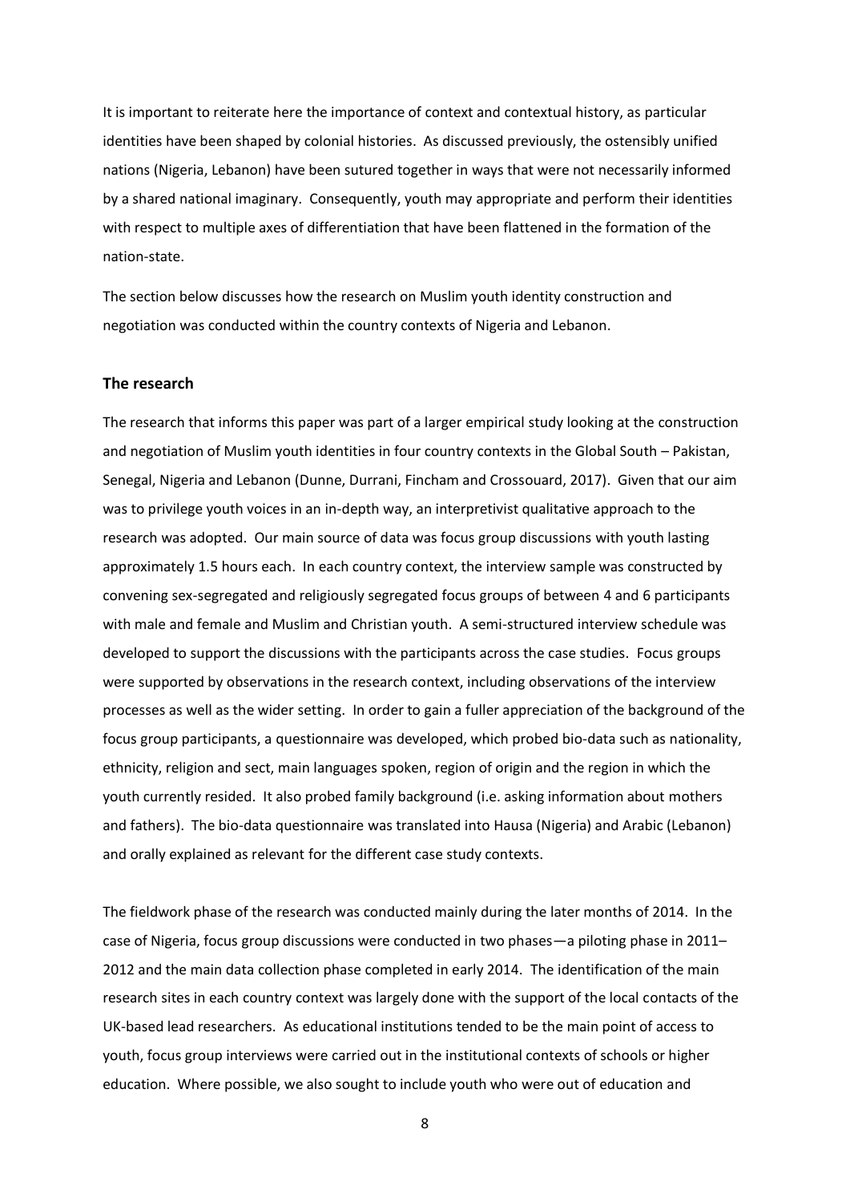It is important to reiterate here the importance of context and contextual history, as particular identities have been shaped by colonial histories. As discussed previously, the ostensibly unified nations (Nigeria, Lebanon) have been sutured together in ways that were not necessarily informed by a shared national imaginary. Consequently, youth may appropriate and perform their identities with respect to multiple axes of differentiation that have been flattened in the formation of the nation-state.

The section below discusses how the research on Muslim youth identity construction and negotiation was conducted within the country contexts of Nigeria and Lebanon.

## The research

The research that informs this paper was part of a larger empirical study looking at the construction and negotiation of Muslim youth identities in four country contexts in the Global South – Pakistan, Senegal, Nigeria and Lebanon (Dunne, Durrani, Fincham and Crossouard, 2017). Given that our aim was to privilege youth voices in an in-depth way, an interpretivist qualitative approach to the research was adopted. Our main source of data was focus group discussions with youth lasting approximately 1.5 hours each. In each country context, the interview sample was constructed by convening sex-segregated and religiously segregated focus groups of between 4 and 6 participants with male and female and Muslim and Christian youth. A semi-structured interview schedule was developed to support the discussions with the participants across the case studies. Focus groups were supported by observations in the research context, including observations of the interview processes as well as the wider setting. In order to gain a fuller appreciation of the background of the focus group participants, a questionnaire was developed, which probed bio-data such as nationality, ethnicity, religion and sect, main languages spoken, region of origin and the region in which the youth currently resided. It also probed family background (i.e. asking information about mothers and fathers). The bio-data questionnaire was translated into Hausa (Nigeria) and Arabic (Lebanon) and orally explained as relevant for the different case study contexts.

The fieldwork phase of the research was conducted mainly during the later months of 2014. In the case of Nigeria, focus group discussions were conducted in two phases—a piloting phase in 2011–2012 and the main data collection phase completed in early 2014. The identification of the main research sites in each country context was largely done with the support of the local contacts of the UK-based lead researchers. As educational institutions tended to be the main point of access to youth, focus group interviews were carried out in the institutional contexts of schools or higher education. Where possible, we also sought to include youth who were out of education and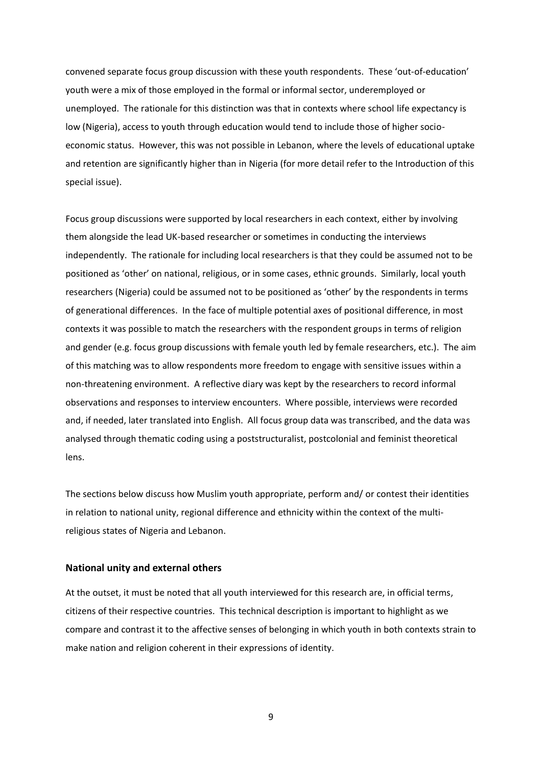convened separate focus group discussion with these youth respondents. These 'out-of-education' youth were a mix of those employed in the formal or informal sector, underemployed or unemployed. The rationale for this distinction was that in contexts where school life expectancy is low (Nigeria), access to youth through education would tend to include those of higher socio-economic status. However, this was not possible in Lebanon, where the levels of educational uptake and retention are significantly higher than in Nigeria (for more detail refer to the Introduction of this special issue).

Focus group discussions were supported by local researchers in each context, either by involving them alongside the lead UK-based researcher or sometimes in conducting the interviews independently. The rationale for including local researchers is that they could be assumed not to be positioned as 'other' on national, religious, or in some cases, ethnic grounds. Similarly, local youth researchers (Nigeria) could be assumed not to be positioned as 'other' by the respondents in terms of generational differences. In the face of multiple potential axes of positional difference, in most contexts it was possible to match the researchers with the respondent groups in terms of religion and gender (e.g. focus group discussions with female youth led by female researchers, etc.). The aim of this matching was to allow respondents more freedom to engage with sensitive issues within a non-threatening environment. A reflective diary was kept by the researchers to record informal observations and responses to interview encounters. Where possible, interviews were recorded and, if needed, later translated into English. All focus group data was transcribed, and the data was analysed through thematic coding using a poststructuralist, postcolonial and feminist theoretical lens.

The sections below discuss how Muslim youth appropriate, perform and/ or contest their identities in relation to national unity, regional difference and ethnicity within the context of the multi-religious states of Nigeria and Lebanon.

### National unity and external others

At the outset, it must be noted that all youth interviewed for this research are, in official terms, citizens of their respective countries. This technical description is important to highlight as we compare and contrast it to the affective senses of belonging in which youth in both contexts strain to make nation and religion coherent in their expressions of identity.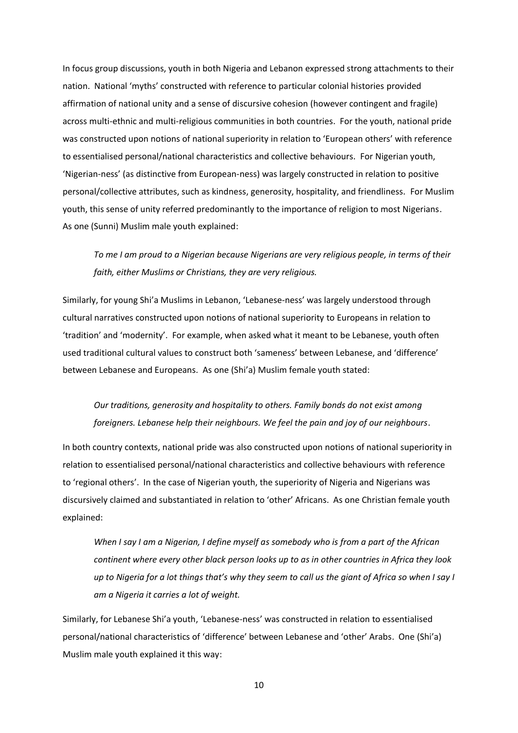In focus group discussions, youth in both Nigeria and Lebanon expressed strong attachments to their nation. National 'myths' constructed with reference to particular colonial histories provided affirmation of national unity and a sense of discursive cohesion (however contingent and fragile) across multi-ethnic and multi-religious communities in both countries. For the youth, national pride was constructed upon notions of national superiority in relation to 'European others' with reference to essentialised personal/national characteristics and collective behaviours. For Nigerian youth, 'Nigerian-ness' (as distinctive from European-ness) was largely constructed in relation to positive personal/collective attributes, such as kindness, generosity, hospitality, and friendliness. For Muslim youth, this sense of unity referred predominantly to the importance of religion to most Nigerians. As one (Sunni) Muslim male youth explained:

> *To me I am proud to a Nigerian because Nigerians are very religious people, in terms of their faith, either Muslims or Christians, they are very religious.*

Similarly, for young Shi'a Muslims in Lebanon, 'Lebanese-ness' was largely understood through cultural narratives constructed upon notions of national superiority to Europeans in relation to 'tradition' and 'modernity'. For example, when asked what it meant to be Lebanese, youth often used traditional cultural values to construct both 'sameness' between Lebanese, and 'difference' between Lebanese and Europeans. As one (Shi'a) Muslim female youth stated:

> *Our traditions, generosity and hospitality to others. Family bonds do not exist among foreigners. Lebanese help their neighbours. We feel the pain and joy of our neighbours*.

In both country contexts, national pride was also constructed upon notions of national superiority in relation to essentialised personal/national characteristics and collective behaviours with reference to 'regional others'. In the case of Nigerian youth, the superiority of Nigeria and Nigerians was discursively claimed and substantiated in relation to 'other' Africans. As one Christian female youth explained:

> *When I say I am a Nigerian, I define myself as somebody who is from a part of the African continent where every other black person looks up to as in other countries in Africa they look up to Nigeria for a lot things that's why they seem to call us the giant of Africa so when I say I am a Nigeria it carries a lot of weight.*

Similarly, for Lebanese Shi'a youth, 'Lebanese-ness' was constructed in relation to essentialised personal/national characteristics of 'difference' between Lebanese and 'other' Arabs. One (Shi'a) Muslim male youth explained it this way: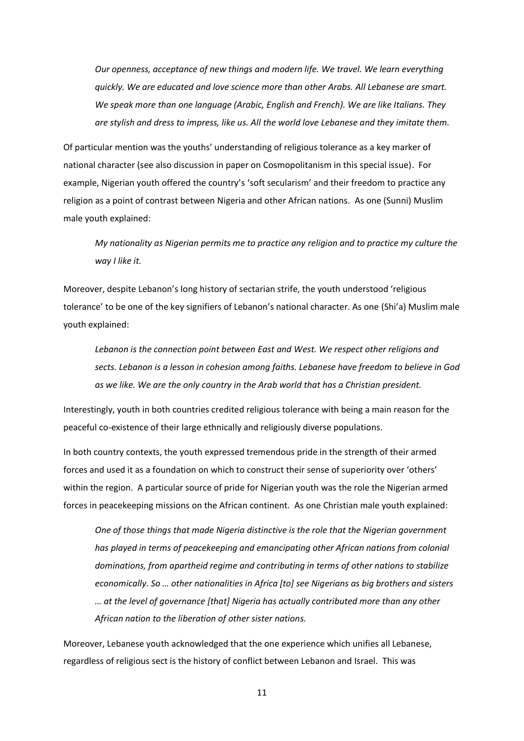*Our openness, acceptance of new things and modern life. We travel. We learn everything quickly. We are educated and love science more than other Arabs. All Lebanese are smart. We speak more than one language (Arabic, English and French). We are like Italians. They are stylish and dress to impress, like us. All the world love Lebanese and they imitate them.*

Of particular mention was the youths' understanding of religious tolerance as a key marker of national character (see also discussion in paper on Cosmopolitanism in this special issue). For example, Nigerian youth offered the country's 'soft secularism' and their freedom to practice any religion as a point of contrast between Nigeria and other African nations. As one (Sunni) Muslim male youth explained:

*My nationality as Nigerian permits me to practice any religion and to practice my culture the way I like it.*

Moreover, despite Lebanon's long history of sectarian strife, the youth understood 'religious tolerance' to be one of the key signifiers of Lebanon's national character. As one (Shi'a) Muslim male youth explained:

*Lebanon is the connection point between East and West. We respect other religions and sects. Lebanon is a lesson in cohesion among faiths. Lebanese have freedom to believe in God as we like. We are the only country in the Arab world that has a Christian president.*

Interestingly, youth in both countries credited religious tolerance with being a main reason for the peaceful co-existence of their large ethnically and religiously diverse populations.

In both country contexts, the youth expressed tremendous pride in the strength of their armed forces and used it as a foundation on which to construct their sense of superiority over 'others' within the region. A particular source of pride for Nigerian youth was the role the Nigerian armed forces in peacekeeping missions on the African continent. As one Christian male youth explained:

*One of those things that made Nigeria distinctive is the role that the Nigerian government has played in terms of peacekeeping and emancipating other African nations from colonial dominations, from apartheid regime and contributing in terms of other nations to stabilize economically. So … other nationalities in Africa [to] see Nigerians as big brothers and sisters … at the level of governance [that] Nigeria has actually contributed more than any other African nation to the liberation of other sister nations.*

Moreover, Lebanese youth acknowledged that the one experience which unifies all Lebanese, regardless of religious sect is the history of conflict between Lebanon and Israel. This was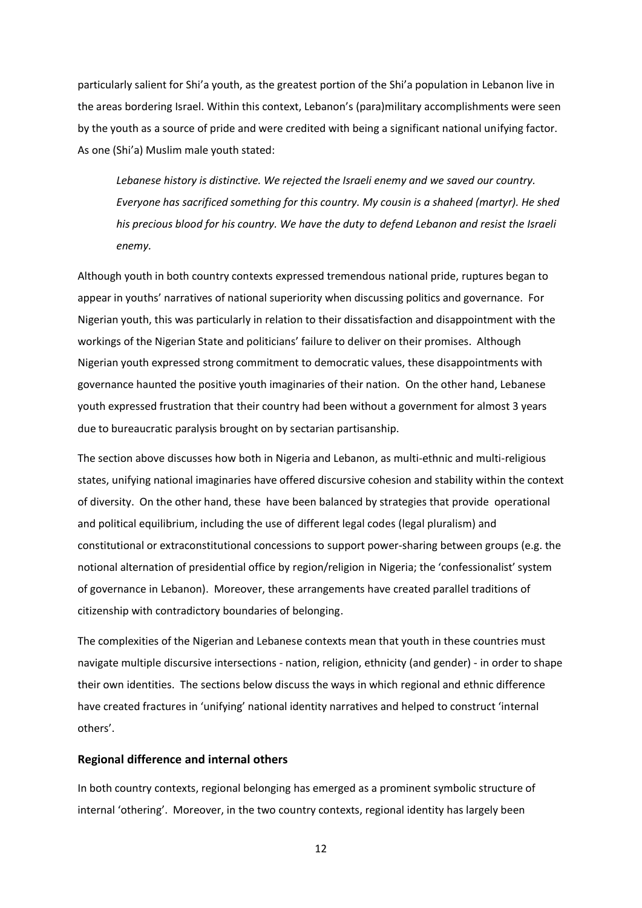particularly salient for Shi'a youth, as the greatest portion of the Shi'a population in Lebanon live in the areas bordering Israel. Within this context, Lebanon's (para)military accomplishments were seen by the youth as a source of pride and were credited with being a significant national unifying factor. As one (Shi'a) Muslim male youth stated:

> *Lebanese history is distinctive. We rejected the Israeli enemy and we saved our country. Everyone has sacrificed something for this country. My cousin is a shaheed (martyr). He shed his precious blood for his country. We have the duty to defend Lebanon and resist the Israeli enemy.*

Although youth in both country contexts expressed tremendous national pride, ruptures began to appear in youths' narratives of national superiority when discussing politics and governance. For Nigerian youth, this was particularly in relation to their dissatisfaction and disappointment with the workings of the Nigerian State and politicians' failure to deliver on their promises. Although Nigerian youth expressed strong commitment to democratic values, these disappointments with governance haunted the positive youth imaginaries of their nation. On the other hand, Lebanese youth expressed frustration that their country had been without a government for almost 3 years due to bureaucratic paralysis brought on by sectarian partisanship.

The section above discusses how both in Nigeria and Lebanon, as multi-ethnic and multi-religious states, unifying national imaginaries have offered discursive cohesion and stability within the context of diversity. On the other hand, these have been balanced by strategies that provide operational and political equilibrium, including the use of different legal codes (legal pluralism) and constitutional or extraconstitutional concessions to support power-sharing between groups (e.g. the notional alternation of presidential office by region/religion in Nigeria; the 'confessionalist' system of governance in Lebanon). Moreover, these arrangements have created parallel traditions of citizenship with contradictory boundaries of belonging.

The complexities of the Nigerian and Lebanese contexts mean that youth in these countries must navigate multiple discursive intersections - nation, religion, ethnicity (and gender) - in order to shape their own identities. The sections below discuss the ways in which regional and ethnic difference have created fractures in 'unifying' national identity narratives and helped to construct 'internal others'.

**Regional difference and internal others**

In both country contexts, regional belonging has emerged as a prominent symbolic structure of internal 'othering'. Moreover, in the two country contexts, regional identity has largely been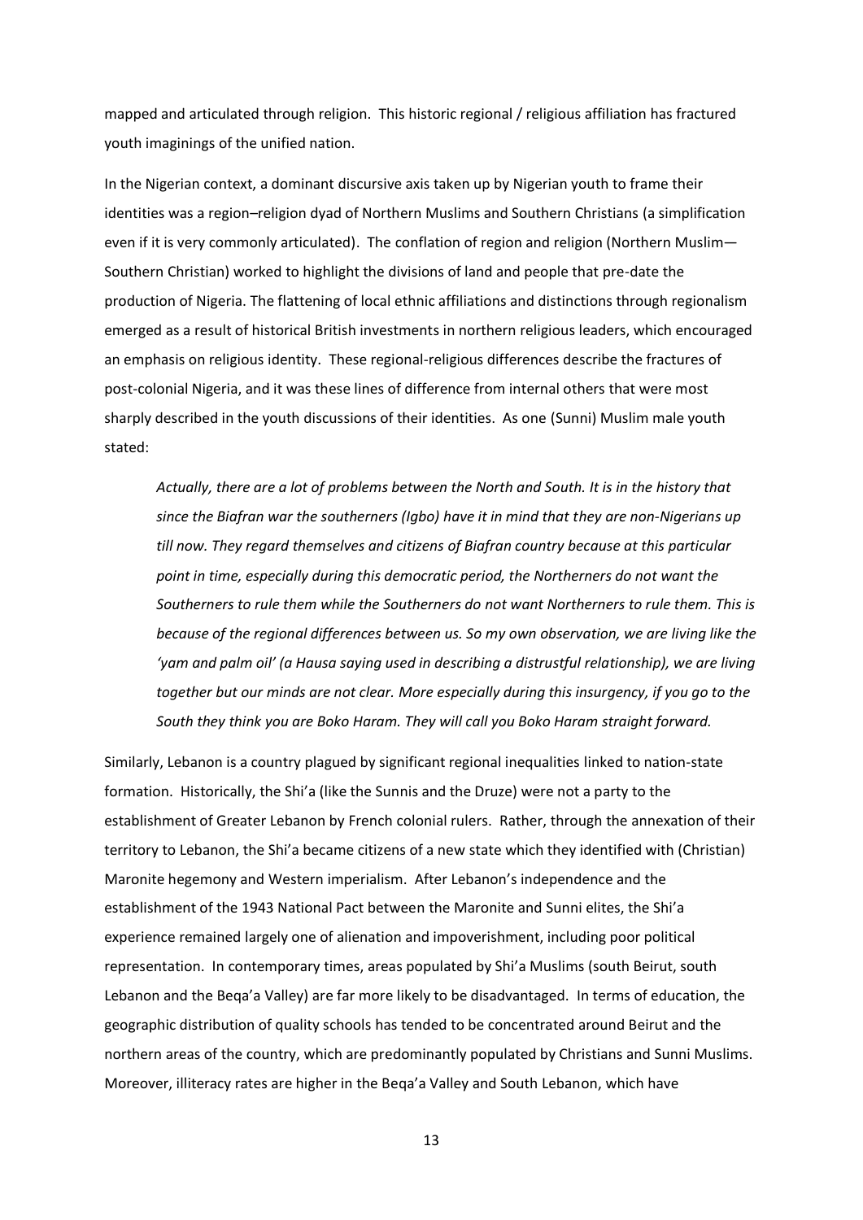mapped and articulated through religion. This historic regional / religious affiliation has fractured youth imaginings of the unified nation.

In the Nigerian context, a dominant discursive axis taken up by Nigerian youth to frame their identities was a region–religion dyad of Northern Muslims and Southern Christians (a simplification even if it is very commonly articulated). The conflation of region and religion (Northern Muslim—Southern Christian) worked to highlight the divisions of land and people that pre-date the production of Nigeria. The flattening of local ethnic affiliations and distinctions through regionalism emerged as a result of historical British investments in northern religious leaders, which encouraged an emphasis on religious identity. These regional-religious differences describe the fractures of post-colonial Nigeria, and it was these lines of difference from internal others that were most sharply described in the youth discussions of their identities. As one (Sunni) Muslim male youth stated:

> *Actually, there are a lot of problems between the North and South. It is in the history that since the Biafran war the southerners (Igbo) have it in mind that they are non-Nigerians up till now. They regard themselves and citizens of Biafran country because at this particular point in time, especially during this democratic period, the Northerners do not want the Southerners to rule them while the Southerners do not want Northerners to rule them. This is because of the regional differences between us. So my own observation, we are living like the 'yam and palm oil' (a Hausa saying used in describing a distrustful relationship), we are living together but our minds are not clear. More especially during this insurgency, if you go to the South they think you are Boko Haram. They will call you Boko Haram straight forward.*

Similarly, Lebanon is a country plagued by significant regional inequalities linked to nation-state formation. Historically, the Shi'a (like the Sunnis and the Druze) were not a party to the establishment of Greater Lebanon by French colonial rulers. Rather, through the annexation of their territory to Lebanon, the Shi'a became citizens of a new state which they identified with (Christian) Maronite hegemony and Western imperialism. After Lebanon's independence and the establishment of the 1943 National Pact between the Maronite and Sunni elites, the Shi'a experience remained largely one of alienation and impoverishment, including poor political representation. In contemporary times, areas populated by Shi'a Muslims (south Beirut, south Lebanon and the Beqa'a Valley) are far more likely to be disadvantaged. In terms of education, the geographic distribution of quality schools has tended to be concentrated around Beirut and the northern areas of the country, which are predominantly populated by Christians and Sunni Muslims. Moreover, illiteracy rates are higher in the Beqa'a Valley and South Lebanon, which have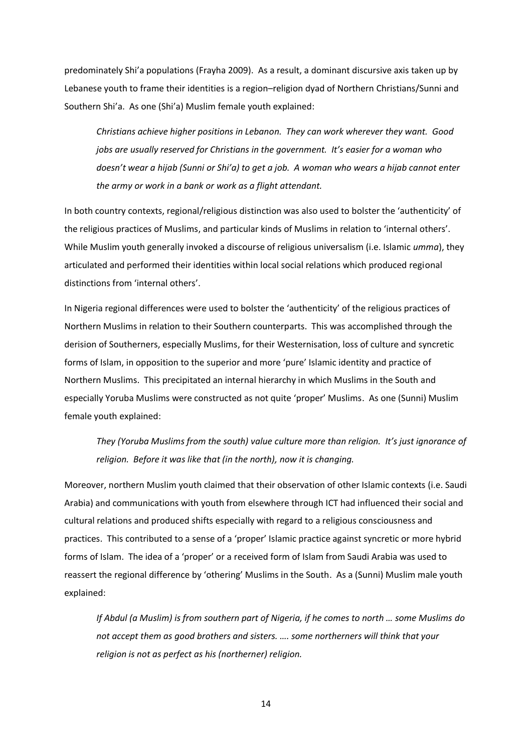predominately Shi'a populations (Frayha 2009). As a result, a dominant discursive axis taken up by Lebanese youth to frame their identities is a region–religion dyad of Northern Christians/Sunni and Southern Shi'a. As one (Shi'a) Muslim female youth explained:

> *Christians achieve higher positions in Lebanon. They can work wherever they want. Good jobs are usually reserved for Christians in the government. It's easier for a woman who doesn't wear a hijab (Sunni or Shi'a) to get a job. A woman who wears a hijab cannot enter the army or work in a bank or work as a flight attendant.*

In both country contexts, regional/religious distinction was also used to bolster the 'authenticity' of the religious practices of Muslims, and particular kinds of Muslims in relation to 'internal others'. While Muslim youth generally invoked a discourse of religious universalism (i.e. Islamic *umma*), they articulated and performed their identities within local social relations which produced regional distinctions from 'internal others'.

In Nigeria regional differences were used to bolster the 'authenticity' of the religious practices of Northern Muslims in relation to their Southern counterparts. This was accomplished through the derision of Southerners, especially Muslims, for their Westernisation, loss of culture and syncretic forms of Islam, in opposition to the superior and more 'pure' Islamic identity and practice of Northern Muslims. This precipitated an internal hierarchy in which Muslims in the South and especially Yoruba Muslims were constructed as not quite 'proper' Muslims. As one (Sunni) Muslim female youth explained:

> *They (Yoruba Muslims from the south) value culture more than religion. It's just ignorance of religion. Before it was like that (in the north), now it is changing.*

Moreover, northern Muslim youth claimed that their observation of other Islamic contexts (i.e. Saudi Arabia) and communications with youth from elsewhere through ICT had influenced their social and cultural relations and produced shifts especially with regard to a religious consciousness and practices. This contributed to a sense of a 'proper' Islamic practice against syncretic or more hybrid forms of Islam. The idea of a 'proper' or a received form of Islam from Saudi Arabia was used to reassert the regional difference by 'othering' Muslims in the South. As a (Sunni) Muslim male youth explained:

> *If Abdul (a Muslim) is from southern part of Nigeria, if he comes to north … some Muslims do not accept them as good brothers and sisters. …. some northerners will think that your religion is not as perfect as his (northerner) religion.*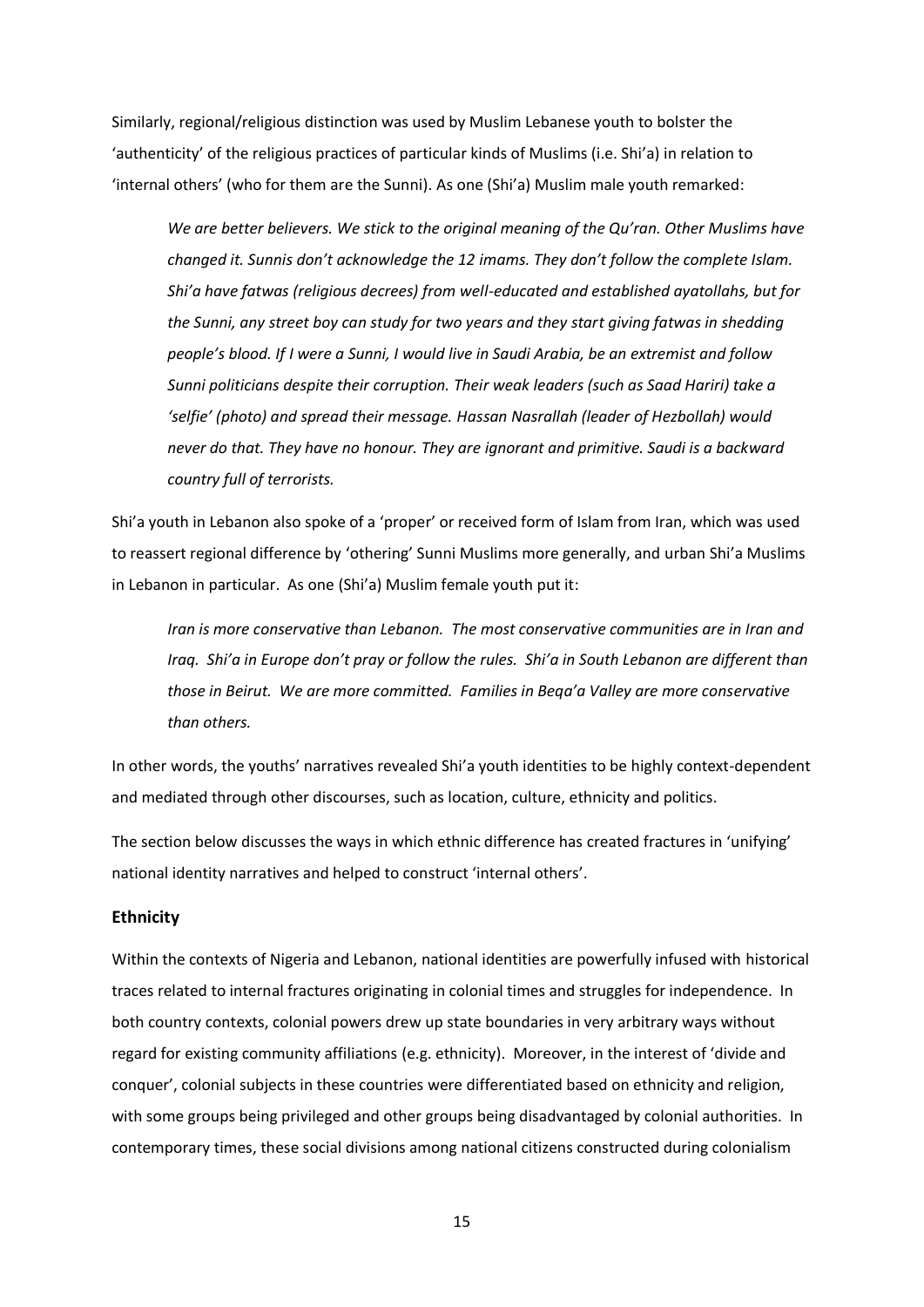Similarly, regional/religious distinction was used by Muslim Lebanese youth to bolster the 'authenticity' of the religious practices of particular kinds of Muslims (i.e. Shi'a) in relation to 'internal others' (who for them are the Sunni). As one (Shi'a) Muslim male youth remarked:

> *We are better believers. We stick to the original meaning of the Qu'ran. Other Muslims have changed it. Sunnis don't acknowledge the 12 imams. They don't follow the complete Islam. Shi'a have fatwas (religious decrees) from well-educated and established ayatollahs, but for the Sunni, any street boy can study for two years and they start giving fatwas in shedding people's blood. If I were a Sunni, I would live in Saudi Arabia, be an extremist and follow Sunni politicians despite their corruption. Their weak leaders (such as Saad Hariri) take a 'selfie' (photo) and spread their message. Hassan Nasrallah (leader of Hezbollah) would never do that. They have no honour. They are ignorant and primitive. Saudi is a backward country full of terrorists.*

Shi'a youth in Lebanon also spoke of a 'proper' or received form of Islam from Iran, which was used to reassert regional difference by 'othering' Sunni Muslims more generally, and urban Shi'a Muslims in Lebanon in particular. As one (Shi'a) Muslim female youth put it:

> *Iran is more conservative than Lebanon. The most conservative communities are in Iran and Iraq. Shi'a in Europe don't pray or follow the rules. Shi'a in South Lebanon are different than those in Beirut. We are more committed. Families in Beqa'a Valley are more conservative than others.*

In other words, the youths' narratives revealed Shi'a youth identities to be highly context-dependent and mediated through other discourses, such as location, culture, ethnicity and politics.

The section below discusses the ways in which ethnic difference has created fractures in 'unifying' national identity narratives and helped to construct 'internal others'.

### Ethnicity

Within the contexts of Nigeria and Lebanon, national identities are powerfully infused with historical traces related to internal fractures originating in colonial times and struggles for independence. In both country contexts, colonial powers drew up state boundaries in very arbitrary ways without regard for existing community affiliations (e.g. ethnicity). Moreover, in the interest of 'divide and conquer', colonial subjects in these countries were differentiated based on ethnicity and religion, with some groups being privileged and other groups being disadvantaged by colonial authorities. In contemporary times, these social divisions among national citizens constructed during colonialism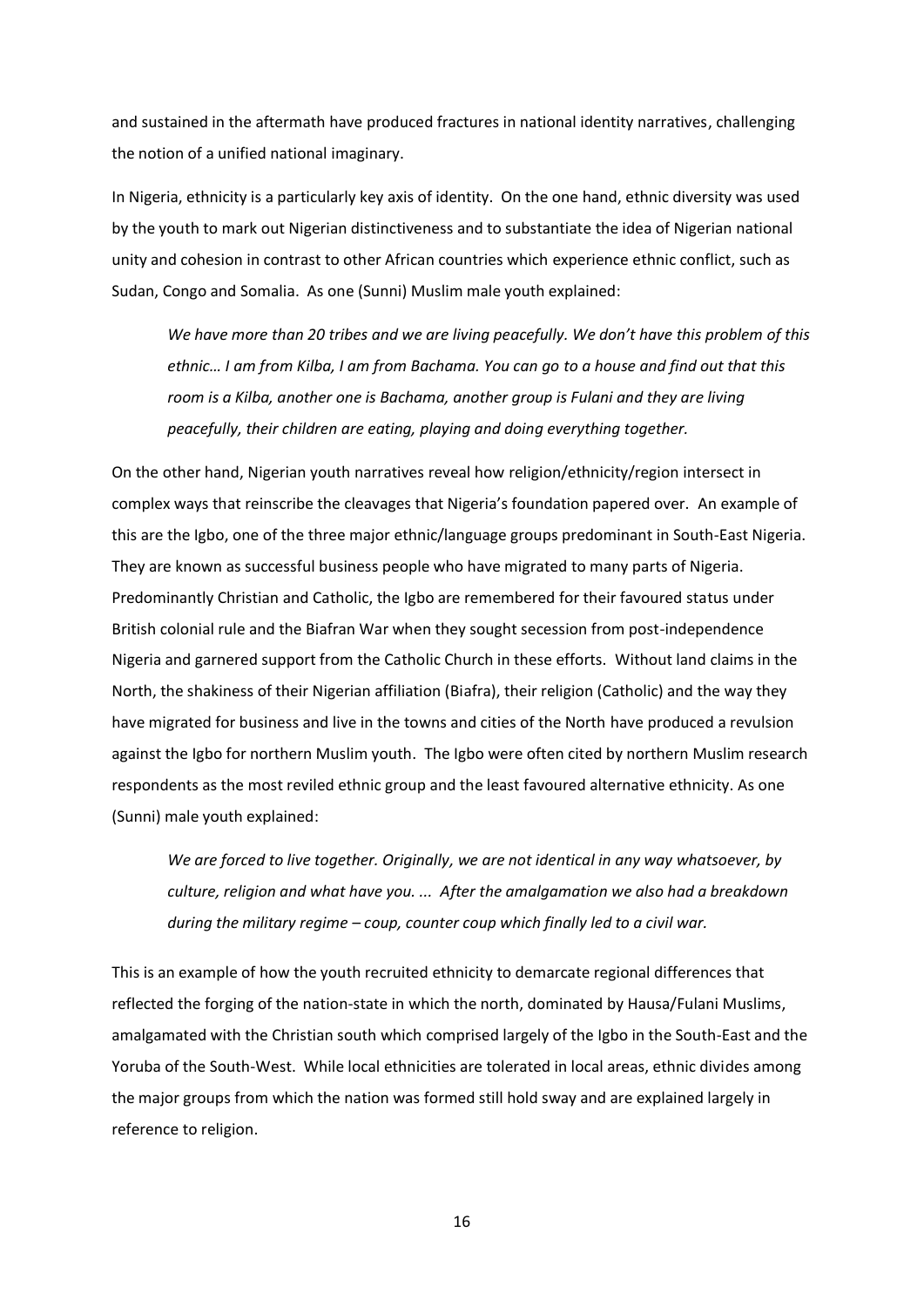and sustained in the aftermath have produced fractures in national identity narratives, challenging the notion of a unified national imaginary.

In Nigeria, ethnicity is a particularly key axis of identity. On the one hand, ethnic diversity was used by the youth to mark out Nigerian distinctiveness and to substantiate the idea of Nigerian national unity and cohesion in contrast to other African countries which experience ethnic conflict, such as Sudan, Congo and Somalia. As one (Sunni) Muslim male youth explained:

> *We have more than 20 tribes and we are living peacefully. We don't have this problem of this ethnic… I am from Kilba, I am from Bachama. You can go to a house and find out that this room is a Kilba, another one is Bachama, another group is Fulani and they are living peacefully, their children are eating, playing and doing everything together.*

On the other hand, Nigerian youth narratives reveal how religion/ethnicity/region intersect in complex ways that reinscribe the cleavages that Nigeria's foundation papered over. An example of this are the Igbo, one of the three major ethnic/language groups predominant in South-East Nigeria. They are known as successful business people who have migrated to many parts of Nigeria. Predominantly Christian and Catholic, the Igbo are remembered for their favoured status under British colonial rule and the Biafran War when they sought secession from post-independence Nigeria and garnered support from the Catholic Church in these efforts. Without land claims in the North, the shakiness of their Nigerian affiliation (Biafra), their religion (Catholic) and the way they have migrated for business and live in the towns and cities of the North have produced a revulsion against the Igbo for northern Muslim youth. The Igbo were often cited by northern Muslim research respondents as the most reviled ethnic group and the least favoured alternative ethnicity. As one (Sunni) male youth explained:

> *We are forced to live together. Originally, we are not identical in any way whatsoever, by culture, religion and what have you. ... After the amalgamation we also had a breakdown during the military regime – coup, counter coup which finally led to a civil war.*

This is an example of how the youth recruited ethnicity to demarcate regional differences that reflected the forging of the nation-state in which the north, dominated by Hausa/Fulani Muslims, amalgamated with the Christian south which comprised largely of the Igbo in the South-East and the Yoruba of the South-West. While local ethnicities are tolerated in local areas, ethnic divides among the major groups from which the nation was formed still hold sway and are explained largely in reference to religion.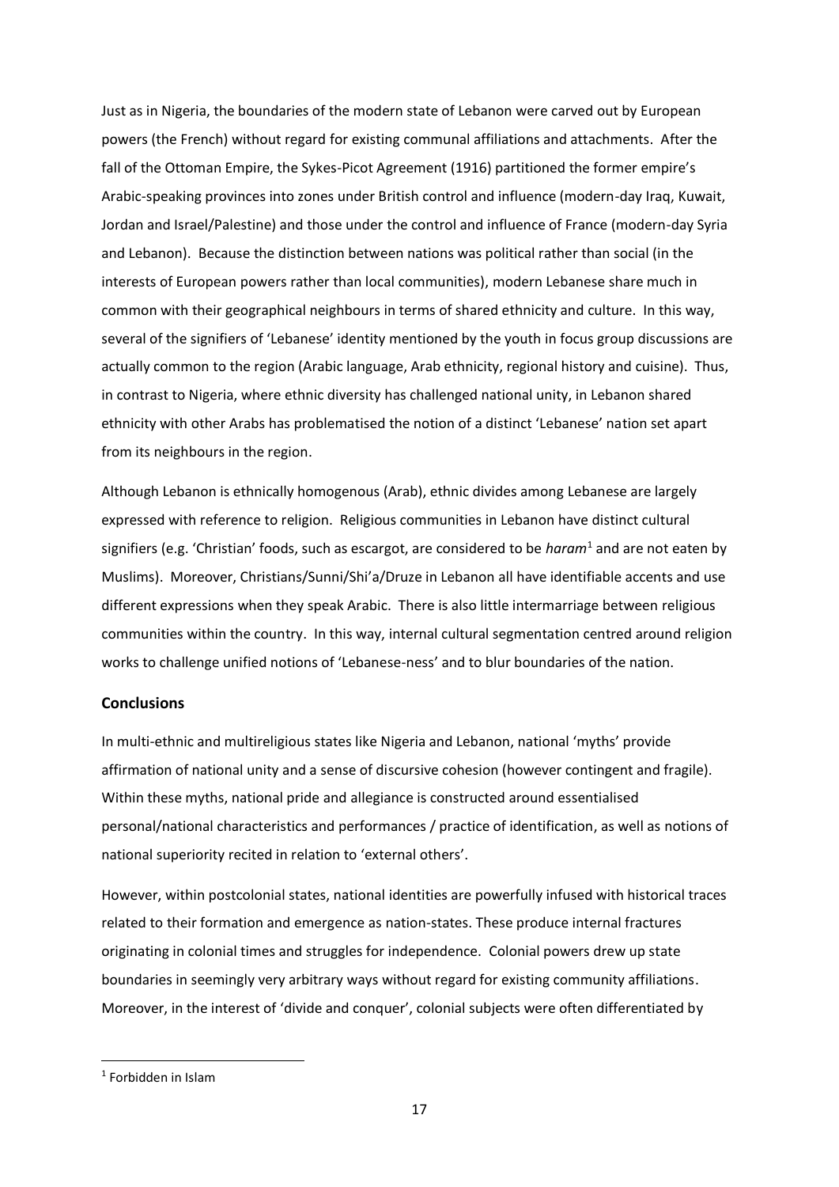Just as in Nigeria, the boundaries of the modern state of Lebanon were carved out by European powers (the French) without regard for existing communal affiliations and attachments. After the fall of the Ottoman Empire, the Sykes-Picot Agreement (1916) partitioned the former empire's Arabic-speaking provinces into zones under British control and influence (modern-day Iraq, Kuwait, Jordan and Israel/Palestine) and those under the control and influence of France (modern-day Syria and Lebanon). Because the distinction between nations was political rather than social (in the interests of European powers rather than local communities), modern Lebanese share much in common with their geographical neighbours in terms of shared ethnicity and culture. In this way, several of the signifiers of 'Lebanese' identity mentioned by the youth in focus group discussions are actually common to the region (Arabic language, Arab ethnicity, regional history and cuisine). Thus, in contrast to Nigeria, where ethnic diversity has challenged national unity, in Lebanon shared ethnicity with other Arabs has problematised the notion of a distinct 'Lebanese' nation set apart from its neighbours in the region.

Although Lebanon is ethnically homogenous (Arab), ethnic divides among Lebanese are largely expressed with reference to religion. Religious communities in Lebanon have distinct cultural signifiers (e.g. 'Christian' foods, such as escargot, are considered to be *haram*[1] and are not eaten by Muslims). Moreover, Christians/Sunni/Shi'a/Druze in Lebanon all have identifiable accents and use different expressions when they speak Arabic. There is also little intermarriage between religious communities within the country. In this way, internal cultural segmentation centred around religion works to challenge unified notions of 'Lebanese-ness' and to blur boundaries of the nation.

## Conclusions

In multi-ethnic and multireligious states like Nigeria and Lebanon, national 'myths' provide affirmation of national unity and a sense of discursive cohesion (however contingent and fragile). Within these myths, national pride and allegiance is constructed around essentialised personal/national characteristics and performances / practice of identification, as well as notions of national superiority recited in relation to 'external others'.

However, within postcolonial states, national identities are powerfully infused with historical traces related to their formation and emergence as nation-states. These produce internal fractures originating in colonial times and struggles for independence. Colonial powers drew up state boundaries in seemingly very arbitrary ways without regard for existing community affiliations. Moreover, in the interest of 'divide and conquer', colonial subjects were often differentiated by

[1] Forbidden in Islam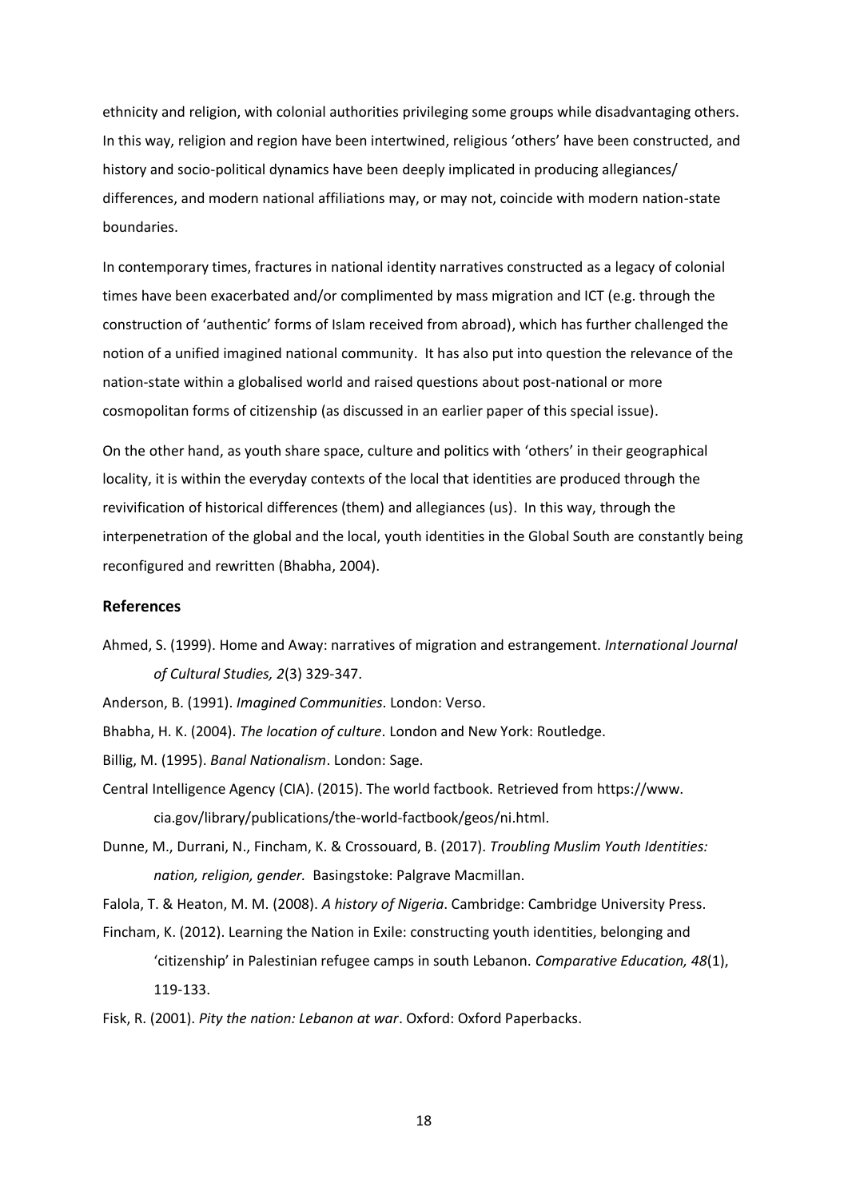ethnicity and religion, with colonial authorities privileging some groups while disadvantaging others. In this way, religion and region have been intertwined, religious 'others' have been constructed, and history and socio-political dynamics have been deeply implicated in producing allegiances/ differences, and modern national affiliations may, or may not, coincide with modern nation-state boundaries.

In contemporary times, fractures in national identity narratives constructed as a legacy of colonial times have been exacerbated and/or complimented by mass migration and ICT (e.g. through the construction of 'authentic' forms of Islam received from abroad), which has further challenged the notion of a unified imagined national community. It has also put into question the relevance of the nation-state within a globalised world and raised questions about post-national or more cosmopolitan forms of citizenship (as discussed in an earlier paper of this special issue).

On the other hand, as youth share space, culture and politics with 'others' in their geographical locality, it is within the everyday contexts of the local that identities are produced through the revivification of historical differences (them) and allegiances (us). In this way, through the interpenetration of the global and the local, youth identities in the Global South are constantly being reconfigured and rewritten (Bhabha, 2004).

## References

Ahmed, S. (1999). Home and Away: narratives of migration and estrangement. *International Journal of Cultural Studies, 2*(3) 329-347.

Anderson, B. (1991). *Imagined Communities*. London: Verso.

Bhabha, H. K. (2004). *The location of culture*. London and New York: Routledge.

Billig, M. (1995). *Banal Nationalism*. London: Sage.

Central Intelligence Agency (CIA). (2015). The world factbook. Retrieved from https://www.cia.gov/library/publications/the-world-factbook/geos/ni.html.

Dunne, M., Durrani, N., Fincham, K. & Crossouard, B. (2017). *Troubling Muslim Youth Identities: nation, religion, gender.* Basingstoke: Palgrave Macmillan.

Falola, T. & Heaton, M. M. (2008). *A history of Nigeria*. Cambridge: Cambridge University Press.

Fincham, K. (2012). Learning the Nation in Exile: constructing youth identities, belonging and 'citizenship' in Palestinian refugee camps in south Lebanon. *Comparative Education, 48*(1), 119-133.

Fisk, R. (2001). *Pity the nation: Lebanon at war*. Oxford: Oxford Paperbacks.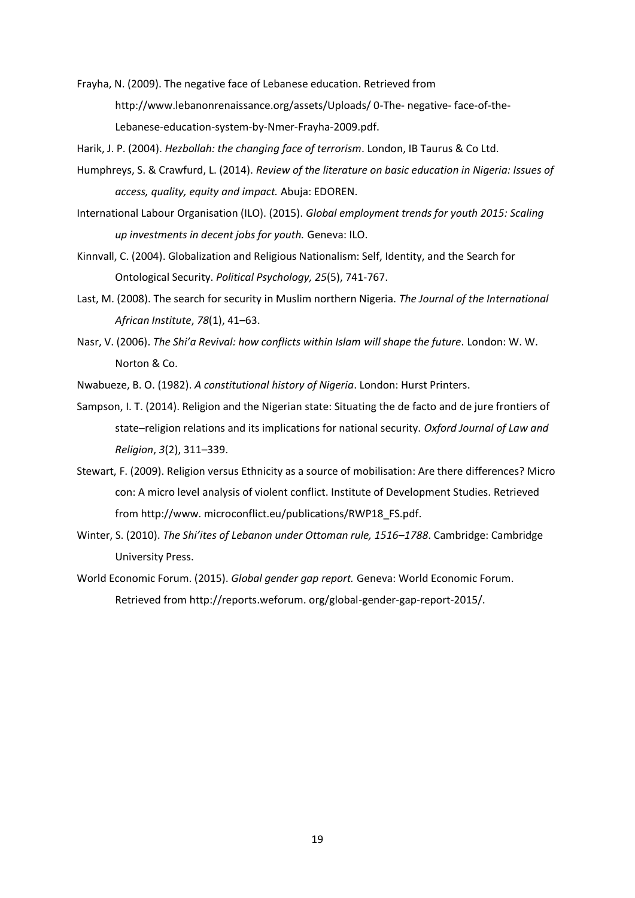Frayha, N. (2009). The negative face of Lebanese education. Retrieved from http://www.lebanonrenaissance.org/assets/Uploads/ 0-The- negative- face-of-the-Lebanese-education-system-by-Nmer-Frayha-2009.pdf.

Harik, J. P. (2004). *Hezbollah: the changing face of terrorism*. London, IB Taurus & Co Ltd.

Humphreys, S. & Crawfurd, L. (2014). *Review of the literature on basic education in Nigeria: Issues of access, quality, equity and impact.* Abuja: EDOREN.

International Labour Organisation (ILO). (2015). *Global employment trends for youth 2015: Scaling up investments in decent jobs for youth.* Geneva: ILO.

Kinnvall, C. (2004). Globalization and Religious Nationalism: Self, Identity, and the Search for Ontological Security. *Political Psychology, 25*(5), 741-767.

Last, M. (2008). The search for security in Muslim northern Nigeria. *The Journal of the International African Institute*, *78*(1), 41–63.

Nasr, V. (2006). *The Shi'a Revival: how conflicts within Islam will shape the future*. London: W. W. Norton & Co.

Nwabueze, B. O. (1982). *A constitutional history of Nigeria*. London: Hurst Printers.

Sampson, I. T. (2014). Religion and the Nigerian state: Situating the de facto and de jure frontiers of state–religion relations and its implications for national security. *Oxford Journal of Law and Religion*, *3*(2), 311–339.

Stewart, F. (2009). Religion versus Ethnicity as a source of mobilisation: Are there differences? Micro con: A micro level analysis of violent conflict. Institute of Development Studies. Retrieved from http://www. microconflict.eu/publications/RWP18_FS.pdf.

Winter, S. (2010). *The Shi'ites of Lebanon under Ottoman rule, 1516–1788*. Cambridge: Cambridge University Press.

World Economic Forum. (2015). *Global gender gap report.* Geneva: World Economic Forum. Retrieved from http://reports.weforum. org/global-gender-gap-report-2015/.